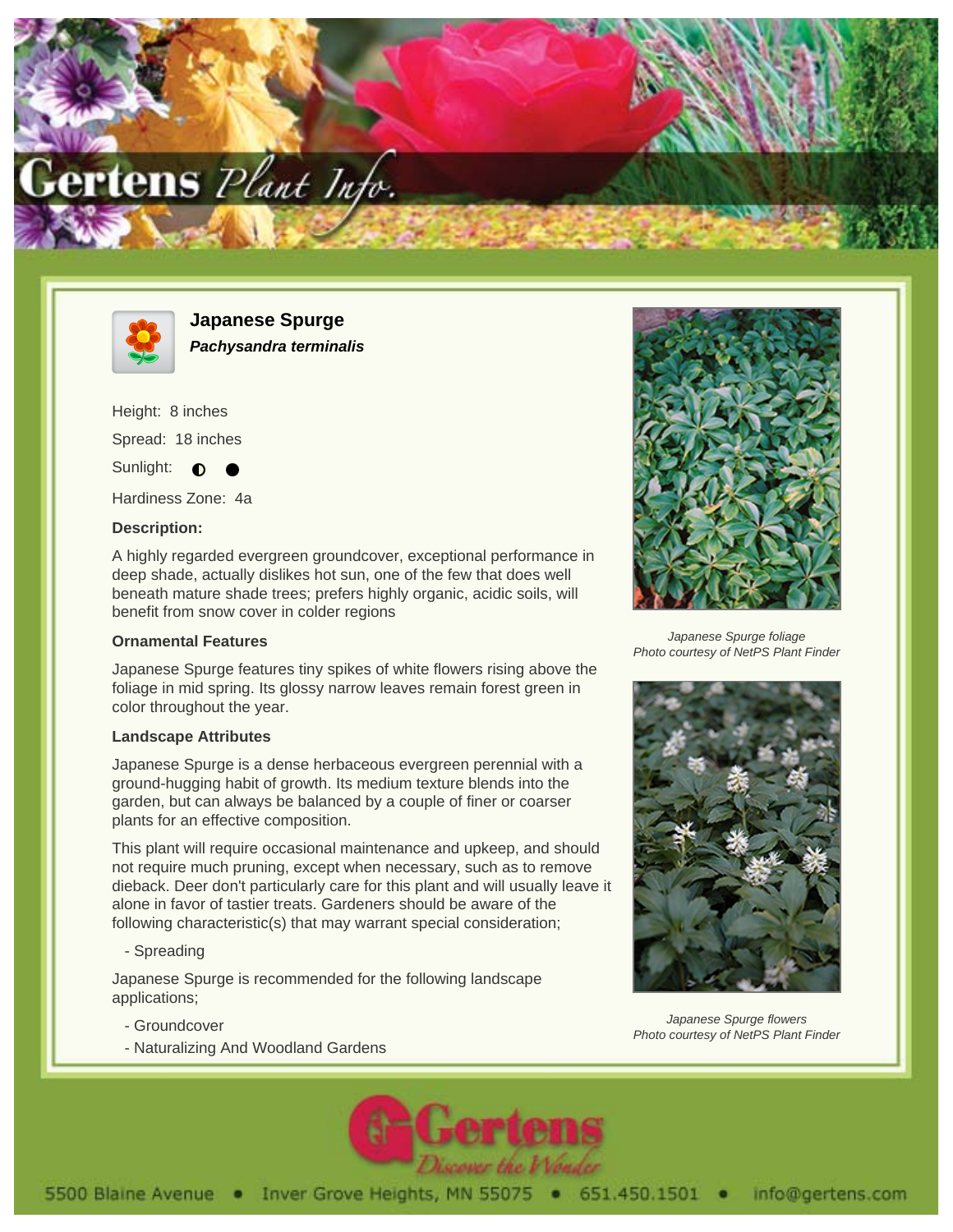# Japanese Spurge

***Pachysandra terminalis***

Height: 8 inches

Spread: 18 inches

Sunlight: ◐ ●

Hardiness Zone: 4a

### Description:

A highly regarded evergreen groundcover, exceptional performance in deep shade, actually dislikes hot sun, one of the few that does well beneath mature shade trees; prefers highly organic, acidic soils, will benefit from snow cover in colder regions

### Ornamental Features

Japanese Spurge features tiny spikes of white flowers rising above the foliage in mid spring. Its glossy narrow leaves remain forest green in color throughout the year.

### Landscape Attributes

Japanese Spurge is a dense herbaceous evergreen perennial with a ground-hugging habit of growth. Its medium texture blends into the garden, but can always be balanced by a couple of finer or coarser plants for an effective composition.

This plant will require occasional maintenance and upkeep, and should not require much pruning, except when necessary, such as to remove dieback. Deer don't particularly care for this plant and will usually leave it alone in favor of tastier treats. Gardeners should be aware of the following characteristic(s) that may warrant special consideration;

- Spreading

Japanese Spurge is recommended for the following landscape applications;

- Groundcover
- Naturalizing And Woodland Gardens

*Japanese Spurge foliage*
*Photo courtesy of NetPS Plant Finder*

*Japanese Spurge flowers*
*Photo courtesy of NetPS Plant Finder*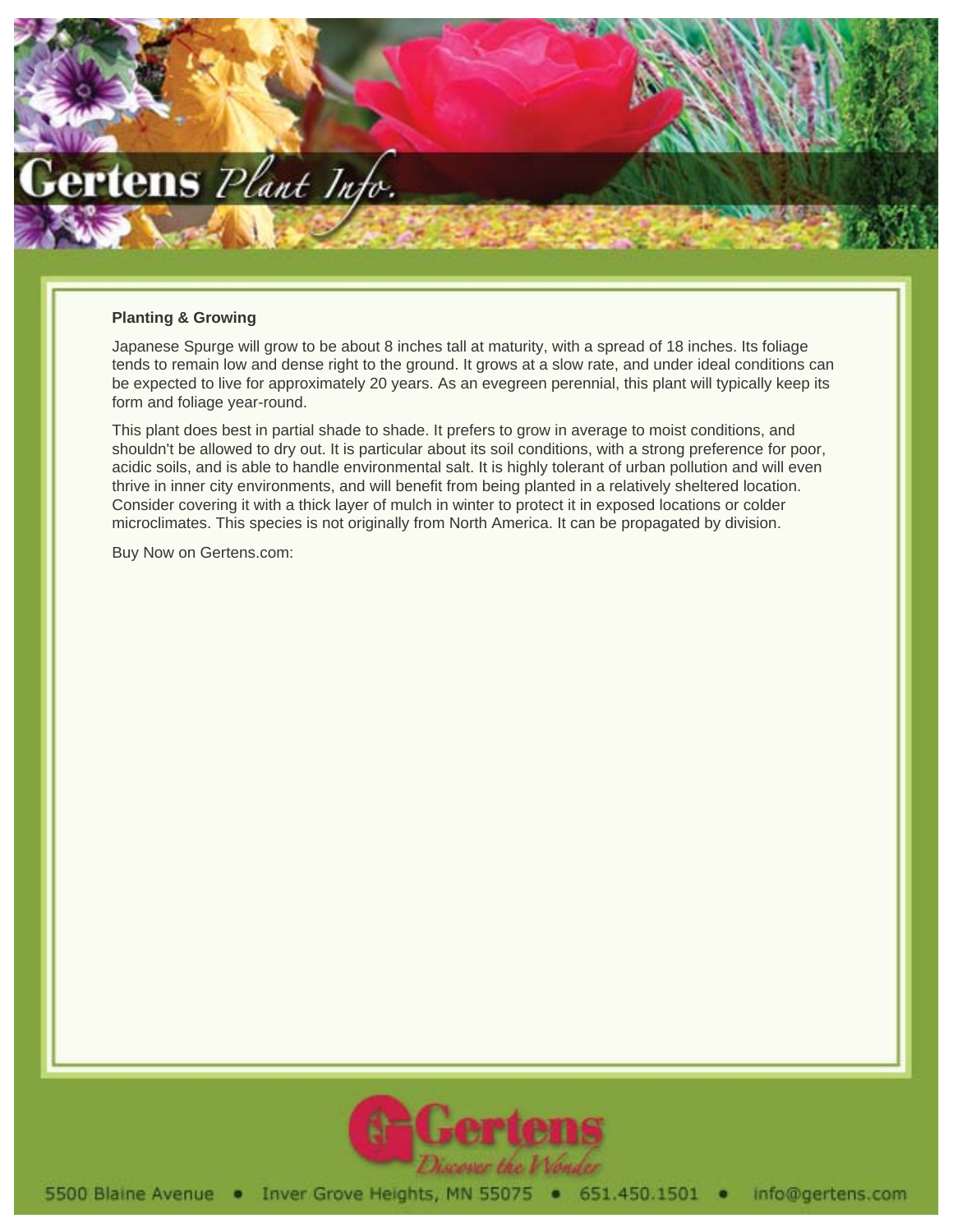**Planting & Growing**

Japanese Spurge will grow to be about 8 inches tall at maturity, with a spread of 18 inches. Its foliage tends to remain low and dense right to the ground. It grows at a slow rate, and under ideal conditions can be expected to live for approximately 20 years. As an evegreen perennial, this plant will typically keep its form and foliage year-round.

This plant does best in partial shade to shade. It prefers to grow in average to moist conditions, and shouldn't be allowed to dry out. It is particular about its soil conditions, with a strong preference for poor, acidic soils, and is able to handle environmental salt. It is highly tolerant of urban pollution and will even thrive in inner city environments, and will benefit from being planted in a relatively sheltered location. Consider covering it with a thick layer of mulch in winter to protect it in exposed locations or colder microclimates. This species is not originally from North America. It can be propagated by division.

Buy Now on Gertens.com: